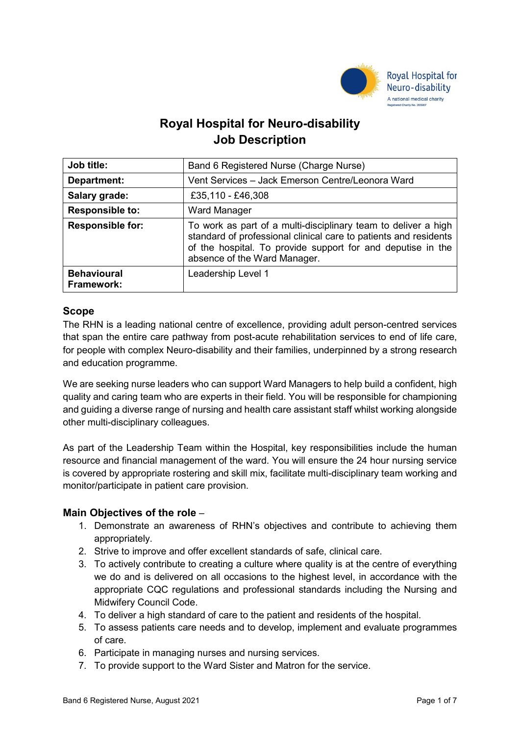# Royal Hospital for Neuro-disability
# Job Description

| Job title: | Band 6 Registered Nurse (Charge Nurse) |
|---|---|
| **Department:** | Vent Services – Jack Emerson Centre/Leonora Ward |
| **Salary grade:** | £35,110 - £46,308 |
| **Responsible to:** | Ward Manager |
| **Responsible for:** | To work as part of a multi-disciplinary team to deliver a high standard of professional clinical care to patients and residents of the hospital. To provide support for and deputise in the absence of the Ward Manager. |
| **Behavioural Framework:** | Leadership Level 1 |

## Scope

The RHN is a leading national centre of excellence, providing adult person-centred services that span the entire care pathway from post-acute rehabilitation services to end of life care, for people with complex Neuro-disability and their families, underpinned by a strong research and education programme.

We are seeking nurse leaders who can support Ward Managers to help build a confident, high quality and caring team who are experts in their field. You will be responsible for championing and guiding a diverse range of nursing and health care assistant staff whilst working alongside other multi-disciplinary colleagues.

As part of the Leadership Team within the Hospital, key responsibilities include the human resource and financial management of the ward. You will ensure the 24 hour nursing service is covered by appropriate rostering and skill mix, facilitate multi-disciplinary team working and monitor/participate in patient care provision.

## Main Objectives of the role –

1. Demonstrate an awareness of RHN's objectives and contribute to achieving them appropriately.
2. Strive to improve and offer excellent standards of safe, clinical care.
3. To actively contribute to creating a culture where quality is at the centre of everything we do and is delivered on all occasions to the highest level, in accordance with the appropriate CQC regulations and professional standards including the Nursing and Midwifery Council Code.
4. To deliver a high standard of care to the patient and residents of the hospital.
5. To assess patients care needs and to develop, implement and evaluate programmes of care.
6. Participate in managing nurses and nursing services.
7. To provide support to the Ward Sister and Matron for the service.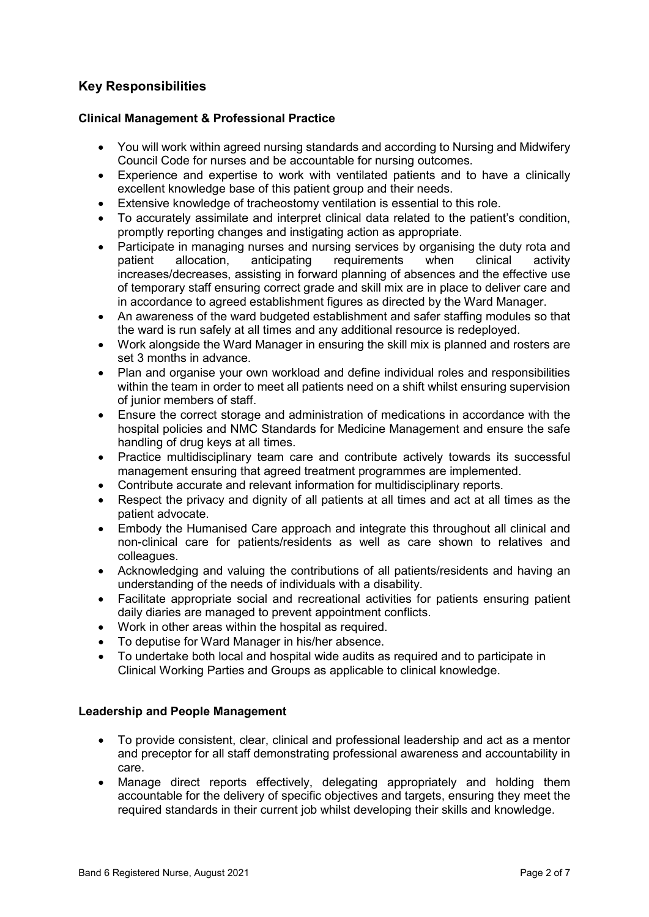## Key Responsibilities

### Clinical Management & Professional Practice

- You will work within agreed nursing standards and according to Nursing and Midwifery Council Code for nurses and be accountable for nursing outcomes.
- Experience and expertise to work with ventilated patients and to have a clinically excellent knowledge base of this patient group and their needs.
- Extensive knowledge of tracheostomy ventilation is essential to this role.
- To accurately assimilate and interpret clinical data related to the patient's condition, promptly reporting changes and instigating action as appropriate.
- Participate in managing nurses and nursing services by organising the duty rota and patient allocation, anticipating requirements when clinical activity increases/decreases, assisting in forward planning of absences and the effective use of temporary staff ensuring correct grade and skill mix are in place to deliver care and in accordance to agreed establishment figures as directed by the Ward Manager.
- An awareness of the ward budgeted establishment and safer staffing modules so that the ward is run safely at all times and any additional resource is redeployed.
- Work alongside the Ward Manager in ensuring the skill mix is planned and rosters are set 3 months in advance.
- Plan and organise your own workload and define individual roles and responsibilities within the team in order to meet all patients need on a shift whilst ensuring supervision of junior members of staff.
- Ensure the correct storage and administration of medications in accordance with the hospital policies and NMC Standards for Medicine Management and ensure the safe handling of drug keys at all times.
- Practice multidisciplinary team care and contribute actively towards its successful management ensuring that agreed treatment programmes are implemented.
- Contribute accurate and relevant information for multidisciplinary reports.
- Respect the privacy and dignity of all patients at all times and act at all times as the patient advocate.
- Embody the Humanised Care approach and integrate this throughout all clinical and non-clinical care for patients/residents as well as care shown to relatives and colleagues.
- Acknowledging and valuing the contributions of all patients/residents and having an understanding of the needs of individuals with a disability.
- Facilitate appropriate social and recreational activities for patients ensuring patient daily diaries are managed to prevent appointment conflicts.
- Work in other areas within the hospital as required.
- To deputise for Ward Manager in his/her absence.
- To undertake both local and hospital wide audits as required and to participate in Clinical Working Parties and Groups as applicable to clinical knowledge.

### Leadership and People Management

- To provide consistent, clear, clinical and professional leadership and act as a mentor and preceptor for all staff demonstrating professional awareness and accountability in care.
- Manage direct reports effectively, delegating appropriately and holding them accountable for the delivery of specific objectives and targets, ensuring they meet the required standards in their current job whilst developing their skills and knowledge.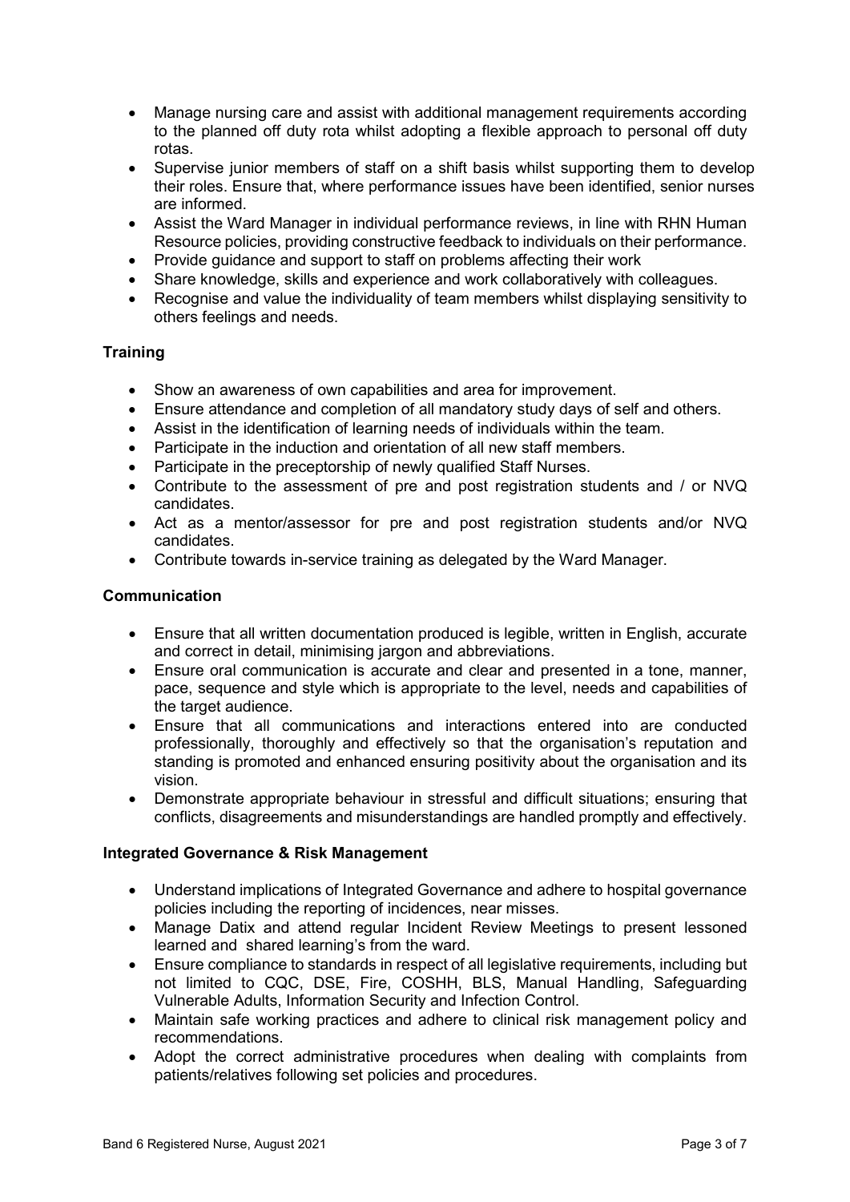- Manage nursing care and assist with additional management requirements according to the planned off duty rota whilst adopting a flexible approach to personal off duty rotas.
- Supervise junior members of staff on a shift basis whilst supporting them to develop their roles. Ensure that, where performance issues have been identified, senior nurses are informed.
- Assist the Ward Manager in individual performance reviews, in line with RHN Human Resource policies, providing constructive feedback to individuals on their performance.
- Provide guidance and support to staff on problems affecting their work
- Share knowledge, skills and experience and work collaboratively with colleagues.
- Recognise and value the individuality of team members whilst displaying sensitivity to others feelings and needs.

**Training**

- Show an awareness of own capabilities and area for improvement.
- Ensure attendance and completion of all mandatory study days of self and others.
- Assist in the identification of learning needs of individuals within the team.
- Participate in the induction and orientation of all new staff members.
- Participate in the preceptorship of newly qualified Staff Nurses.
- Contribute to the assessment of pre and post registration students and / or NVQ candidates.
- Act as a mentor/assessor for pre and post registration students and/or NVQ candidates.
- Contribute towards in-service training as delegated by the Ward Manager.

**Communication**

- Ensure that all written documentation produced is legible, written in English, accurate and correct in detail, minimising jargon and abbreviations.
- Ensure oral communication is accurate and clear and presented in a tone, manner, pace, sequence and style which is appropriate to the level, needs and capabilities of the target audience.
- Ensure that all communications and interactions entered into are conducted professionally, thoroughly and effectively so that the organisation's reputation and standing is promoted and enhanced ensuring positivity about the organisation and its vision.
- Demonstrate appropriate behaviour in stressful and difficult situations; ensuring that conflicts, disagreements and misunderstandings are handled promptly and effectively.

**Integrated Governance & Risk Management**

- Understand implications of Integrated Governance and adhere to hospital governance policies including the reporting of incidences, near misses.
- Manage Datix and attend regular Incident Review Meetings to present lessoned learned and shared learning's from the ward.
- Ensure compliance to standards in respect of all legislative requirements, including but not limited to CQC, DSE, Fire, COSHH, BLS, Manual Handling, Safeguarding Vulnerable Adults, Information Security and Infection Control.
- Maintain safe working practices and adhere to clinical risk management policy and recommendations.
- Adopt the correct administrative procedures when dealing with complaints from patients/relatives following set policies and procedures.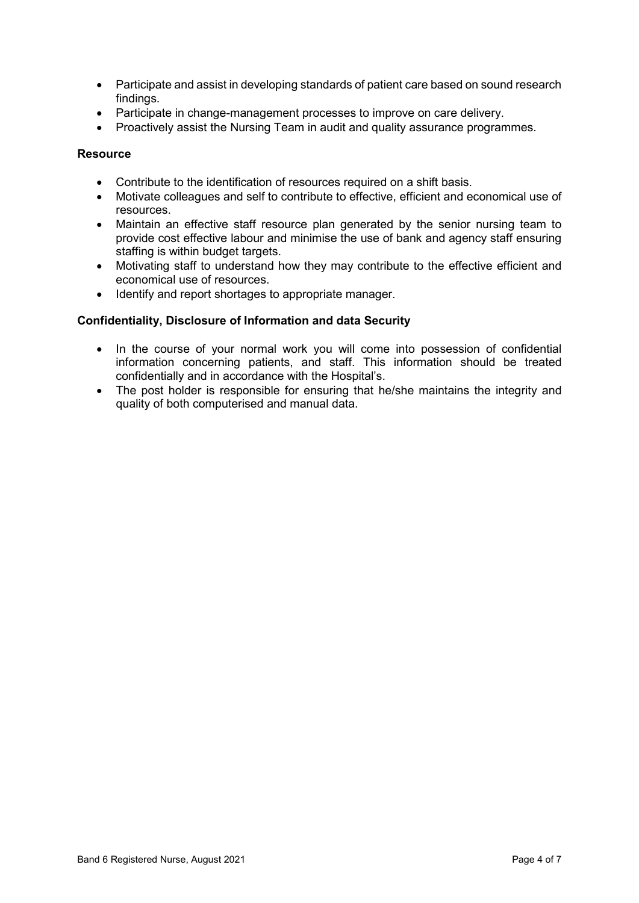- Participate and assist in developing standards of patient care based on sound research findings.
- Participate in change-management processes to improve on care delivery.
- Proactively assist the Nursing Team in audit and quality assurance programmes.

**Resource**

- Contribute to the identification of resources required on a shift basis.
- Motivate colleagues and self to contribute to effective, efficient and economical use of resources.
- Maintain an effective staff resource plan generated by the senior nursing team to provide cost effective labour and minimise the use of bank and agency staff ensuring staffing is within budget targets.
- Motivating staff to understand how they may contribute to the effective efficient and economical use of resources.
- Identify and report shortages to appropriate manager.

**Confidentiality, Disclosure of Information and data Security**

- In the course of your normal work you will come into possession of confidential information concerning patients, and staff. This information should be treated confidentially and in accordance with the Hospital's.
- The post holder is responsible for ensuring that he/she maintains the integrity and quality of both computerised and manual data.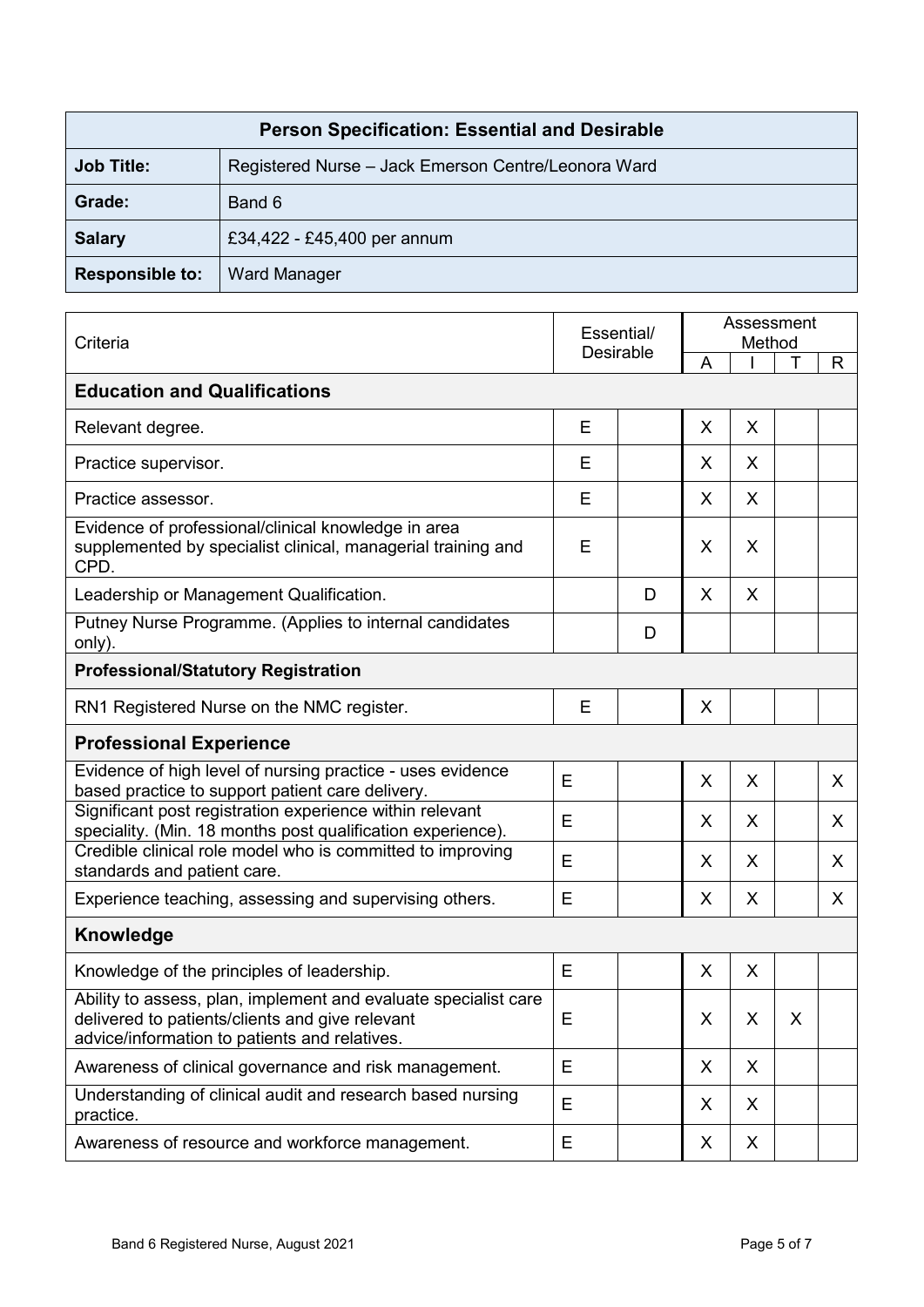| Person Specification: Essential and Desirable | |
|---|---|
| **Job Title:** | Registered Nurse – Jack Emerson Centre/Leonora Ward |
| **Grade:** | Band 6 |
| **Salary** | £34,422 - £45,400 per annum |
| **Responsible to:** | Ward Manager |

| Criteria | Essential/ Desirable | | Assessment Method | | | |
|---|---|---|---|---|---|---|
| | | | A | I | T | R |
| **Education and Qualifications** | | | | | | |
| Relevant degree. | E | | X | X | | |
| Practice supervisor. | E | | X | X | | |
| Practice assessor. | E | | X | X | | |
| Evidence of professional/clinical knowledge in area supplemented by specialist clinical, managerial training and CPD. | E | | X | X | | |
| Leadership or Management Qualification. | | D | X | X | | |
| Putney Nurse Programme. (Applies to internal candidates only). | | D | | | | |
| **Professional/Statutory Registration** | | | | | | |
| RN1 Registered Nurse on the NMC register. | E | | X | | | |
| **Professional Experience** | | | | | | |
| Evidence of high level of nursing practice - uses evidence based practice to support patient care delivery. | E | | X | X | | X |
| Significant post registration experience within relevant speciality. (Min. 18 months post qualification experience). | E | | X | X | | X |
| Credible clinical role model who is committed to improving standards and patient care. | E | | X | X | | X |
| Experience teaching, assessing and supervising others. | E | | X | X | | X |
| **Knowledge** | | | | | | |
| Knowledge of the principles of leadership. | E | | X | X | | |
| Ability to assess, plan, implement and evaluate specialist care delivered to patients/clients and give relevant advice/information to patients and relatives. | E | | X | X | X | |
| Awareness of clinical governance and risk management. | E | | X | X | | |
| Understanding of clinical audit and research based nursing practice. | E | | X | X | | |
| Awareness of resource and workforce management. | E | | X | X | | |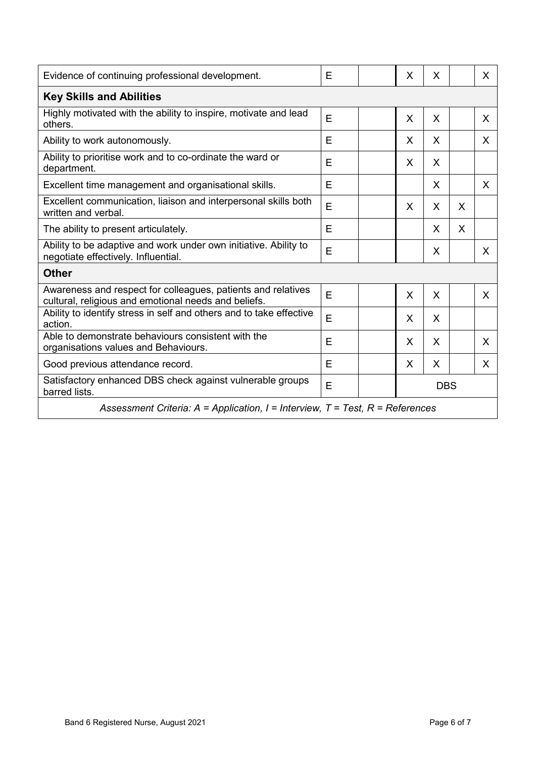| | | | | | | |
|---|---|---|---|---|---|---|
| Evidence of continuing professional development. | E | | X | X | | X |
| **Key Skills and Abilities** | | | | | | |
| Highly motivated with the ability to inspire, motivate and lead others. | E | | X | X | | X |
| Ability to work autonomously. | E | | X | X | | X |
| Ability to prioritise work and to co-ordinate the ward or department. | E | | X | X | | |
| Excellent time management and organisational skills. | E | | | X | | X |
| Excellent communication, liaison and interpersonal skills both written and verbal. | E | | X | X | X | |
| The ability to present articulately. | E | | | X | X | |
| Ability to be adaptive and work under own initiative. Ability to negotiate effectively. Influential. | E | | | X | | X |
| **Other** | | | | | | |
| Awareness and respect for colleagues, patients and relatives cultural, religious and emotional needs and beliefs. | E | | X | X | | X |
| Ability to identify stress in self and others and to take effective action. | E | | X | X | | |
| Able to demonstrate behaviours consistent with the organisations values and Behaviours. | E | | X | X | | X |
| Good previous attendance record. | E | | X | X | | X |
| Satisfactory enhanced DBS check against vulnerable groups barred lists. | E | | DBS | | | |

*Assessment Criteria: A = Application, I = Interview, T = Test, R = References*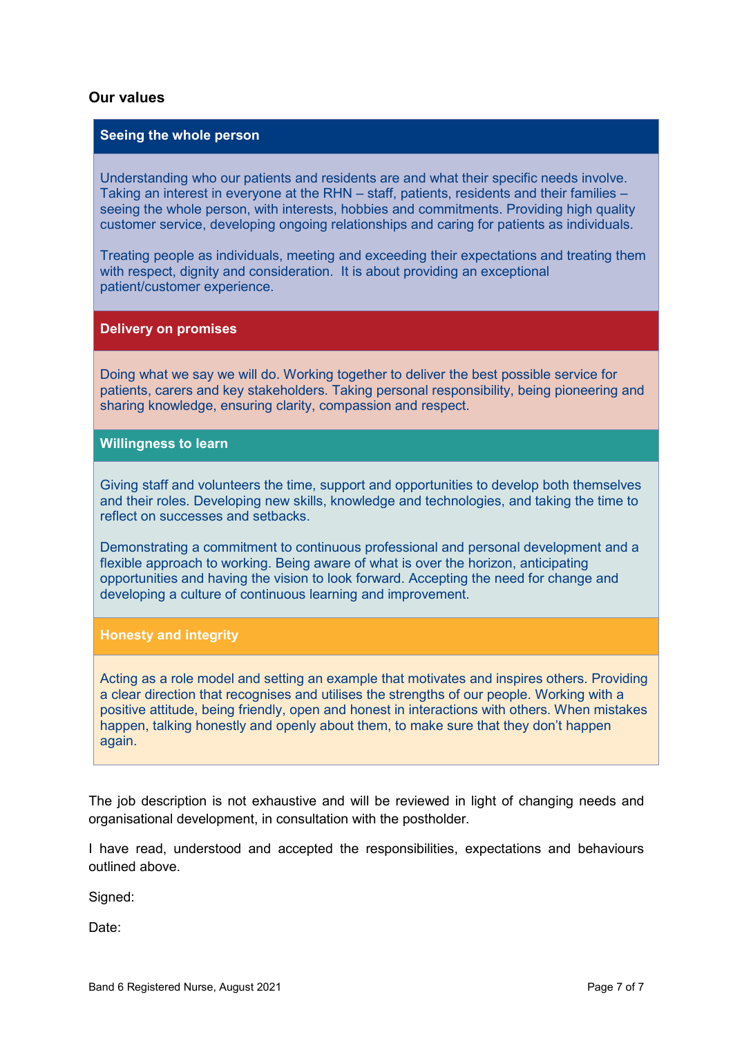## Our values

### Seeing the whole person

Understanding who our patients and residents are and what their specific needs involve. Taking an interest in everyone at the RHN – staff, patients, residents and their families – seeing the whole person, with interests, hobbies and commitments. Providing high quality customer service, developing ongoing relationships and caring for patients as individuals.

Treating people as individuals, meeting and exceeding their expectations and treating them with respect, dignity and consideration. It is about providing an exceptional patient/customer experience.

### Delivery on promises

Doing what we say we will do. Working together to deliver the best possible service for patients, carers and key stakeholders. Taking personal responsibility, being pioneering and sharing knowledge, ensuring clarity, compassion and respect.

### Willingness to learn

Giving staff and volunteers the time, support and opportunities to develop both themselves and their roles. Developing new skills, knowledge and technologies, and taking the time to reflect on successes and setbacks.

Demonstrating a commitment to continuous professional and personal development and a flexible approach to working. Being aware of what is over the horizon, anticipating opportunities and having the vision to look forward. Accepting the need for change and developing a culture of continuous learning and improvement.

### Honesty and integrity

Acting as a role model and setting an example that motivates and inspires others. Providing a clear direction that recognises and utilises the strengths of our people. Working with a positive attitude, being friendly, open and honest in interactions with others. When mistakes happen, talking honestly and openly about them, to make sure that they don't happen again.

The job description is not exhaustive and will be reviewed in light of changing needs and organisational development, in consultation with the postholder.

I have read, understood and accepted the responsibilities, expectations and behaviours outlined above.

Signed:

Date:

Band 6 Registered Nurse, August 2021